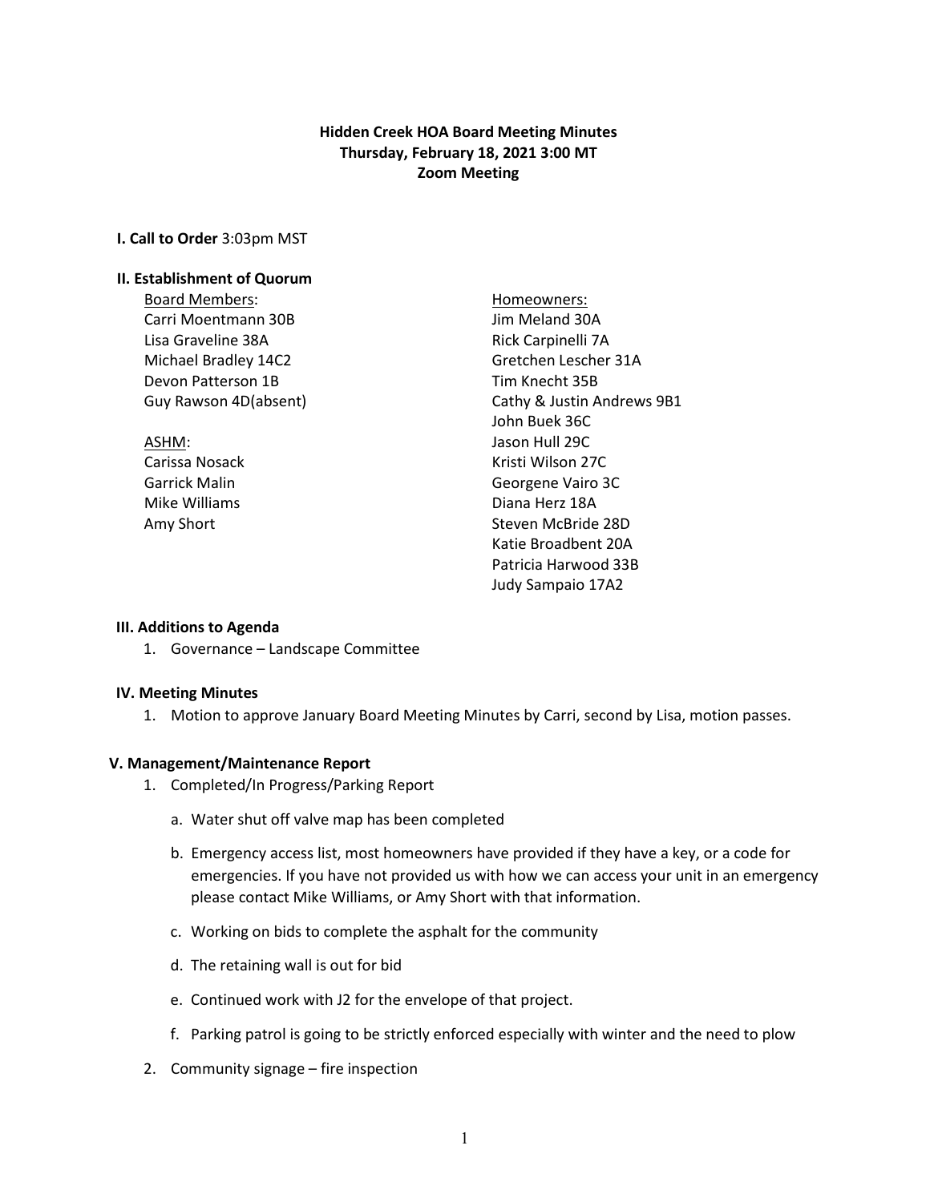**Hidden Creek HOA Board Meeting Minutes**
**Thursday, February 18, 2021 3:00 MT**
**Zoom Meeting**

**I. Call to Order** 3:03pm MST

**II. Establishment of Quorum**

Board Members:
Carri Moentmann 30B
Lisa Graveline 38A
Michael Bradley 14C2
Devon Patterson 1B
Guy Rawson 4D(absent)

ASHM:
Carissa Nosack
Garrick Malin
Mike Williams
Amy Short

Homeowners:
Jim Meland 30A
Rick Carpinelli 7A
Gretchen Lescher 31A
Tim Knecht 35B
Cathy & Justin Andrews 9B1
John Buek 36C
Jason Hull 29C
Kristi Wilson 27C
Georgene Vairo 3C
Diana Herz 18A
Steven McBride 28D
Katie Broadbent 20A
Patricia Harwood 33B
Judy Sampaio 17A2

**III. Additions to Agenda**

1. Governance – Landscape Committee

**IV. Meeting Minutes**

1. Motion to approve January Board Meeting Minutes by Carri, second by Lisa, motion passes.

**V. Management/Maintenance Report**

1. Completed/In Progress/Parking Report
   a. Water shut off valve map has been completed
   b. Emergency access list, most homeowners have provided if they have a key, or a code for emergencies. If you have not provided us with how we can access your unit in an emergency please contact Mike Williams, or Amy Short with that information.
   c. Working on bids to complete the asphalt for the community
   d. The retaining wall is out for bid
   e. Continued work with J2 for the envelope of that project.
   f. Parking patrol is going to be strictly enforced especially with winter and the need to plow
2. Community signage – fire inspection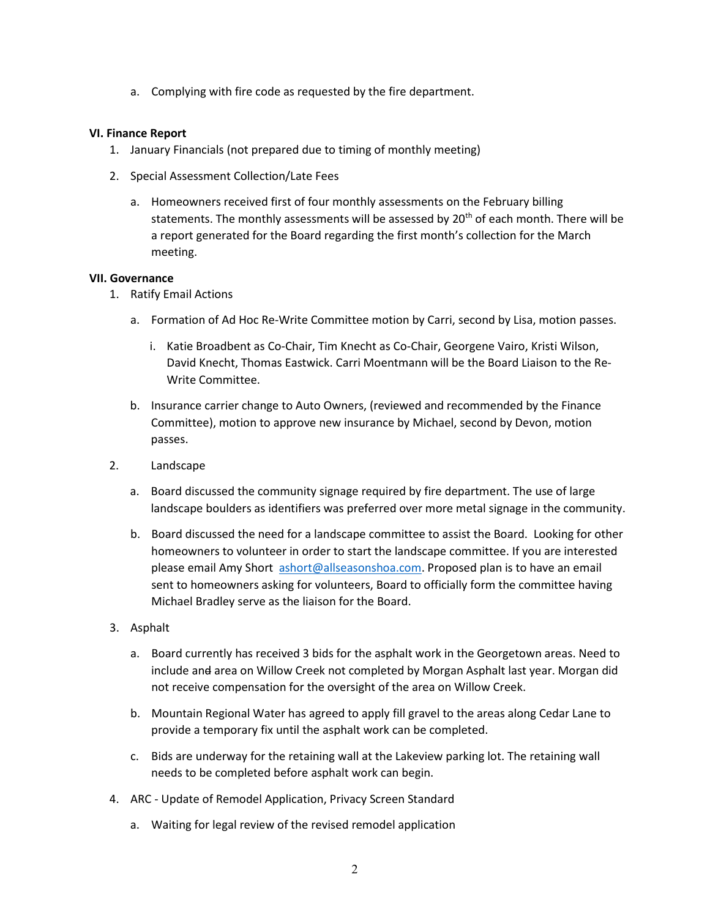a. Complying with fire code as requested by the fire department.

**VI. Finance Report**

1. January Financials (not prepared due to timing of monthly meeting)
2. Special Assessment Collection/Late Fees
   a. Homeowners received first of four monthly assessments on the February billing statements. The monthly assessments will be assessed by 20th of each month. There will be a report generated for the Board regarding the first month's collection for the March meeting.

**VII. Governance**

1. Ratify Email Actions
   a. Formation of Ad Hoc Re-Write Committee motion by Carri, second by Lisa, motion passes.
      i. Katie Broadbent as Co-Chair, Tim Knecht as Co-Chair, Georgene Vairo, Kristi Wilson, David Knecht, Thomas Eastwick. Carri Moentmann will be the Board Liaison to the Re-Write Committee.
   b. Insurance carrier change to Auto Owners, (reviewed and recommended by the Finance Committee), motion to approve new insurance by Michael, second by Devon, motion passes.
2. Landscape
   a. Board discussed the community signage required by fire department. The use of large landscape boulders as identifiers was preferred over more metal signage in the community.
   b. Board discussed the need for a landscape committee to assist the Board. Looking for other homeowners to volunteer in order to start the landscape committee. If you are interested please email Amy Short ashort@allseasonshoa.com. Proposed plan is to have an email sent to homeowners asking for volunteers, Board to officially form the committee having Michael Bradley serve as the liaison for the Board.
3. Asphalt
   a. Board currently has received 3 bids for the asphalt work in the Georgetown areas. Need to include and area on Willow Creek not completed by Morgan Asphalt last year. Morgan did not receive compensation for the oversight of the area on Willow Creek.
   b. Mountain Regional Water has agreed to apply fill gravel to the areas along Cedar Lane to provide a temporary fix until the asphalt work can be completed.
   c. Bids are underway for the retaining wall at the Lakeview parking lot. The retaining wall needs to be completed before asphalt work can begin.
4. ARC - Update of Remodel Application, Privacy Screen Standard
   a. Waiting for legal review of the revised remodel application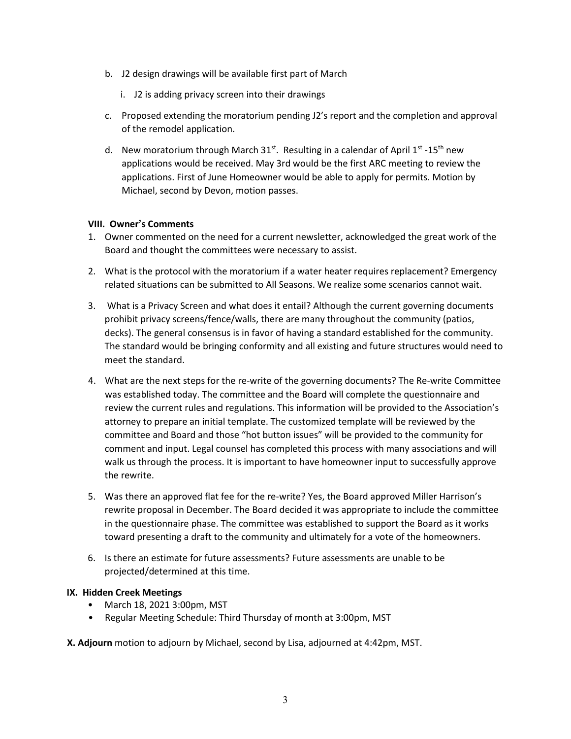b. J2 design drawings will be available first part of March

   i. J2 is adding privacy screen into their drawings

c. Proposed extending the moratorium pending J2's report and the completion and approval of the remodel application.

d. New moratorium through March 31st. Resulting in a calendar of April 1st -15th new applications would be received. May 3rd would be the first ARC meeting to review the applications. First of June Homeowner would be able to apply for permits. Motion by Michael, second by Devon, motion passes.

### VIII. Owner's Comments

1. Owner commented on the need for a current newsletter, acknowledged the great work of the Board and thought the committees were necessary to assist.
2. What is the protocol with the moratorium if a water heater requires replacement? Emergency related situations can be submitted to All Seasons. We realize some scenarios cannot wait.
3. What is a Privacy Screen and what does it entail? Although the current governing documents prohibit privacy screens/fence/walls, there are many throughout the community (patios, decks). The general consensus is in favor of having a standard established for the community. The standard would be bringing conformity and all existing and future structures would need to meet the standard.
4. What are the next steps for the re-write of the governing documents? The Re-write Committee was established today. The committee and the Board will complete the questionnaire and review the current rules and regulations. This information will be provided to the Association's attorney to prepare an initial template. The customized template will be reviewed by the committee and Board and those "hot button issues" will be provided to the community for comment and input. Legal counsel has completed this process with many associations and will walk us through the process. It is important to have homeowner input to successfully approve the rewrite.
5. Was there an approved flat fee for the re-write? Yes, the Board approved Miller Harrison's rewrite proposal in December. The Board decided it was appropriate to include the committee in the questionnaire phase. The committee was established to support the Board as it works toward presenting a draft to the community and ultimately for a vote of the homeowners.
6. Is there an estimate for future assessments? Future assessments are unable to be projected/determined at this time.

### IX. Hidden Creek Meetings

- March 18, 2021 3:00pm, MST
- Regular Meeting Schedule: Third Thursday of month at 3:00pm, MST

**X. Adjourn** motion to adjourn by Michael, second by Lisa, adjourned at 4:42pm, MST.